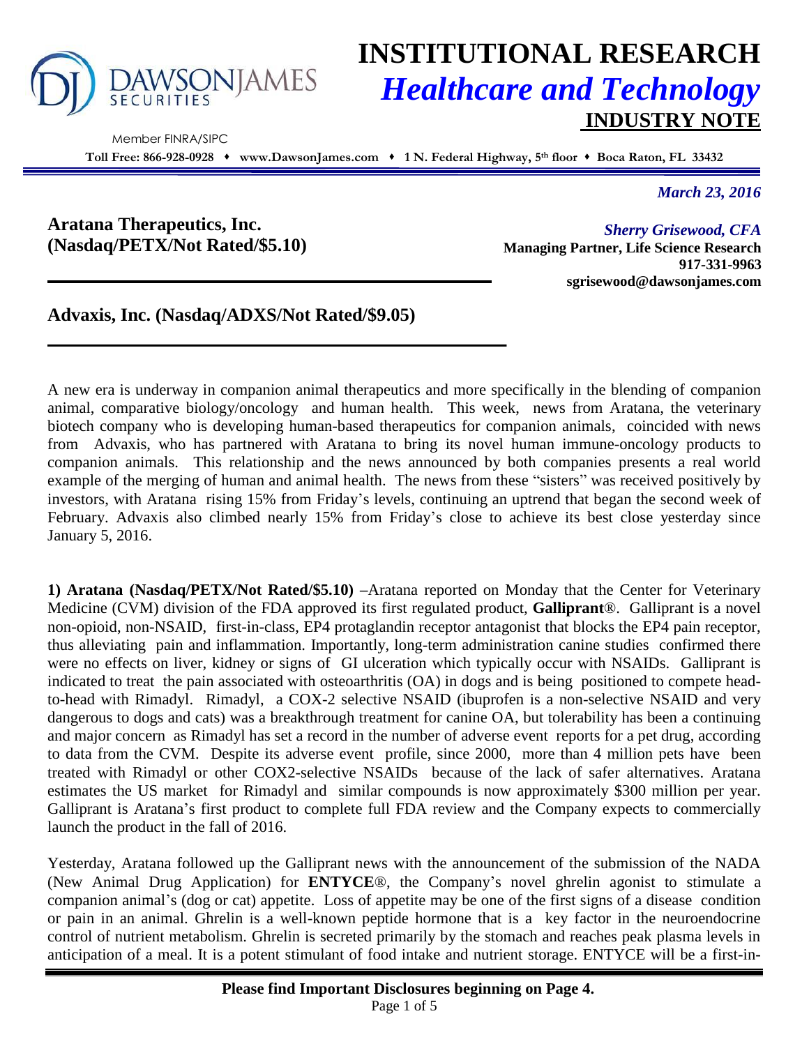# INSTITUTIONAL RESEARCH

## *Healthcare and Technology*

## INDUSTRY NOTE

DAWSONJAMES SECURITIES

Member FINRA/SIPC

**Toll Free: 866-928-0928 ♦ www.DawsonJames.com ♦ 1 N. Federal Highway, 5th floor ♦ Boca Raton, FL 33432**

*March 23, 2016*

**Aratana Therapeutics, Inc. (Nasdaq/PETX/Not Rated/$5.10)**

*Sherry Grisewood, CFA*
**Managing Partner, Life Science Research**
**917-331-9963**
**sgrisewood@dawsonjames.com**

**Advaxis, Inc. (Nasdaq/ADXS/Not Rated/$9.05)**

A new era is underway in companion animal therapeutics and more specifically in the blending of companion animal, comparative biology/oncology and human health. This week, news from Aratana, the veterinary biotech company who is developing human-based therapeutics for companion animals, coincided with news from Advaxis, who has partnered with Aratana to bring its novel human immune-oncology products to companion animals. This relationship and the news announced by both companies presents a real world example of the merging of human and animal health. The news from these "sisters" was received positively by investors, with Aratana rising 15% from Friday's levels, continuing an uptrend that began the second week of February. Advaxis also climbed nearly 15% from Friday's close to achieve its best close yesterday since January 5, 2016.

**1) Aratana (Nasdaq/PETX/Not Rated/$5.10)** –Aratana reported on Monday that the Center for Veterinary Medicine (CVM) division of the FDA approved its first regulated product, **Galliprant**®. Galliprant is a novel non-opioid, non-NSAID, first-in-class, EP4 protaglandin receptor antagonist that blocks the EP4 pain receptor, thus alleviating pain and inflammation. Importantly, long-term administration canine studies confirmed there were no effects on liver, kidney or signs of GI ulceration which typically occur with NSAIDs. Galliprant is indicated to treat the pain associated with osteoarthritis (OA) in dogs and is being positioned to compete head-to-head with Rimadyl. Rimadyl, a COX-2 selective NSAID (ibuprofen is a non-selective NSAID and very dangerous to dogs and cats) was a breakthrough treatment for canine OA, but tolerability has been a continuing and major concern as Rimadyl has set a record in the number of adverse event reports for a pet drug, according to data from the CVM. Despite its adverse event profile, since 2000, more than 4 million pets have been treated with Rimadyl or other COX2-selective NSAIDs because of the lack of safer alternatives. Aratana estimates the US market for Rimadyl and similar compounds is now approximately $300 million per year. Galliprant is Aratana's first product to complete full FDA review and the Company expects to commercially launch the product in the fall of 2016.

Yesterday, Aratana followed up the Galliprant news with the announcement of the submission of the NADA (New Animal Drug Application) for **ENTYCE**®, the Company's novel ghrelin agonist to stimulate a companion animal's (dog or cat) appetite. Loss of appetite may be one of the first signs of a disease condition or pain in an animal. Ghrelin is a well-known peptide hormone that is a key factor in the neuroendocrine control of nutrient metabolism. Ghrelin is secreted primarily by the stomach and reaches peak plasma levels in anticipation of a meal. It is a potent stimulant of food intake and nutrient storage. ENTYCE will be a first-in-

**Please find Important Disclosures beginning on Page 4.**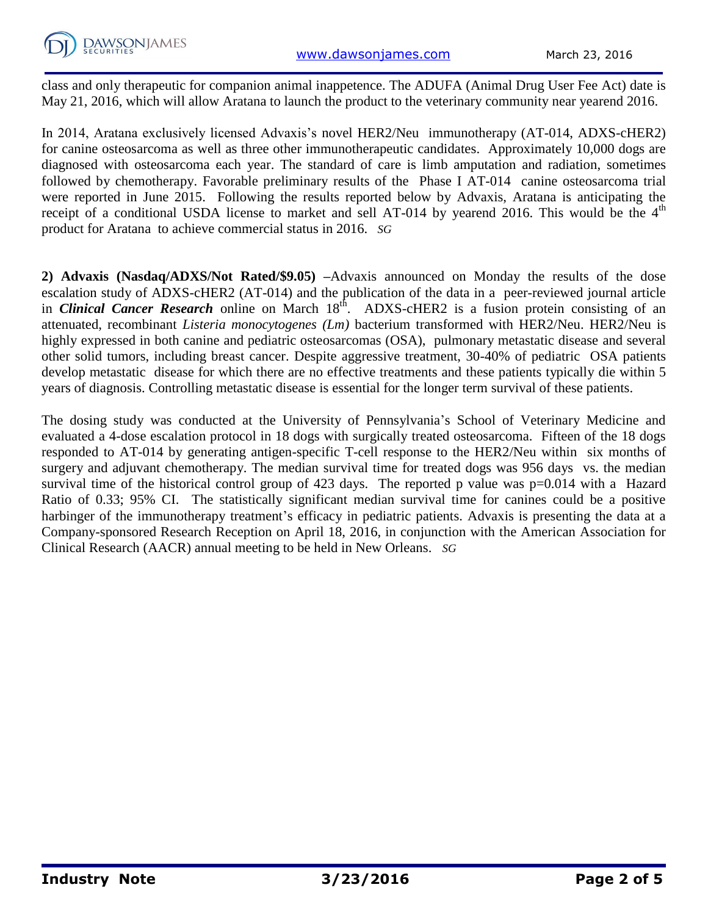class and only therapeutic for companion animal inappetence. The ADUFA (Animal Drug User Fee Act) date is May 21, 2016, which will allow Aratana to launch the product to the veterinary community near yearend 2016.

In 2014, Aratana exclusively licensed Advaxis's novel HER2/Neu immunotherapy (AT-014, ADXS-cHER2) for canine osteosarcoma as well as three other immunotherapeutic candidates. Approximately 10,000 dogs are diagnosed with osteosarcoma each year. The standard of care is limb amputation and radiation, sometimes followed by chemotherapy. Favorable preliminary results of the Phase I AT-014 canine osteosarcoma trial were reported in June 2015. Following the results reported below by Advaxis, Aratana is anticipating the receipt of a conditional USDA license to market and sell AT-014 by yearend 2016. This would be the 4th product for Aratana to achieve commercial status in 2016. *SG*

**2) Advaxis (Nasdaq/ADXS/Not Rated/$9.05)** –Advaxis announced on Monday the results of the dose escalation study of ADXS-cHER2 (AT-014) and the publication of the data in a peer-reviewed journal article in ***Clinical Cancer Research*** online on March 18th. ADXS-cHER2 is a fusion protein consisting of an attenuated, recombinant *Listeria monocytogenes (Lm)* bacterium transformed with HER2/Neu. HER2/Neu is highly expressed in both canine and pediatric osteosarcomas (OSA), pulmonary metastatic disease and several other solid tumors, including breast cancer. Despite aggressive treatment, 30-40% of pediatric OSA patients develop metastatic disease for which there are no effective treatments and these patients typically die within 5 years of diagnosis. Controlling metastatic disease is essential for the longer term survival of these patients.

The dosing study was conducted at the University of Pennsylvania's School of Veterinary Medicine and evaluated a 4-dose escalation protocol in 18 dogs with surgically treated osteosarcoma. Fifteen of the 18 dogs responded to AT-014 by generating antigen-specific T-cell response to the HER2/Neu within six months of surgery and adjuvant chemotherapy. The median survival time for treated dogs was 956 days vs. the median survival time of the historical control group of 423 days. The reported p value was $p=0.014$ with a Hazard Ratio of 0.33; 95% CI. The statistically significant median survival time for canines could be a positive harbinger of the immunotherapy treatment's efficacy in pediatric patients. Advaxis is presenting the data at a Company-sponsored Research Reception on April 18, 2016, in conjunction with the American Association for Clinical Research (AACR) annual meeting to be held in New Orleans. *SG*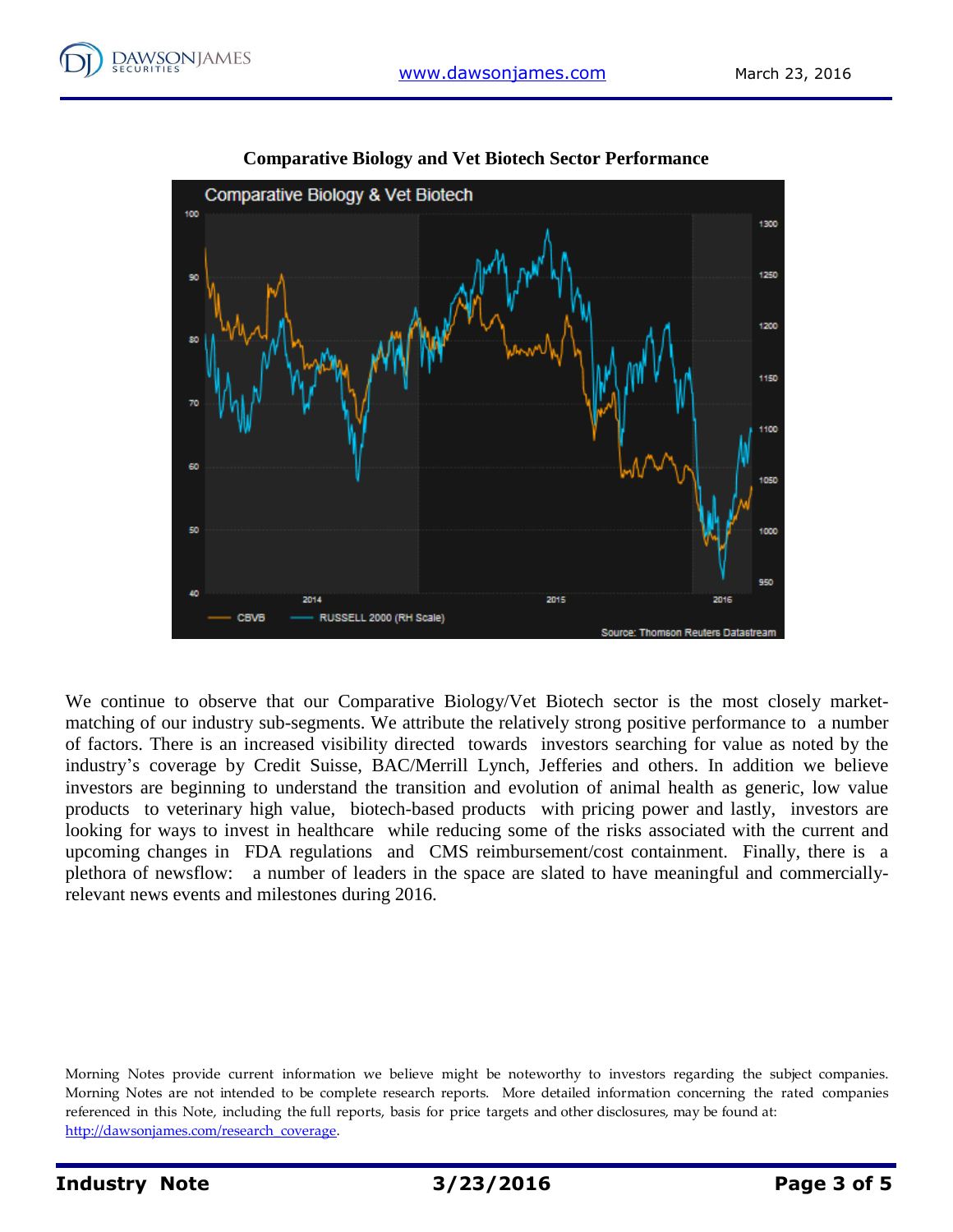**Comparative Biology and Vet Biotech Sector Performance**

We continue to observe that our Comparative Biology/Vet Biotech sector is the most closely market-matching of our industry sub-segments. We attribute the relatively strong positive performance to a number of factors. There is an increased visibility directed towards investors searching for value as noted by the industry's coverage by Credit Suisse, BAC/Merrill Lynch, Jefferies and others. In addition we believe investors are beginning to understand the transition and evolution of animal health as generic, low value products to veterinary high value, biotech-based products with pricing power and lastly, investors are looking for ways to invest in healthcare while reducing some of the risks associated with the current and upcoming changes in FDA regulations and CMS reimbursement/cost containment. Finally, there is a plethora of newsflow: a number of leaders in the space are slated to have meaningful and commercially-relevant news events and milestones during 2016.

Morning Notes provide current information we believe might be noteworthy to investors regarding the subject companies. Morning Notes are not intended to be complete research reports. More detailed information concerning the rated companies referenced in this Note, including the full reports, basis for price targets and other disclosures, may be found at: http://dawsonjames.com/research_coverage.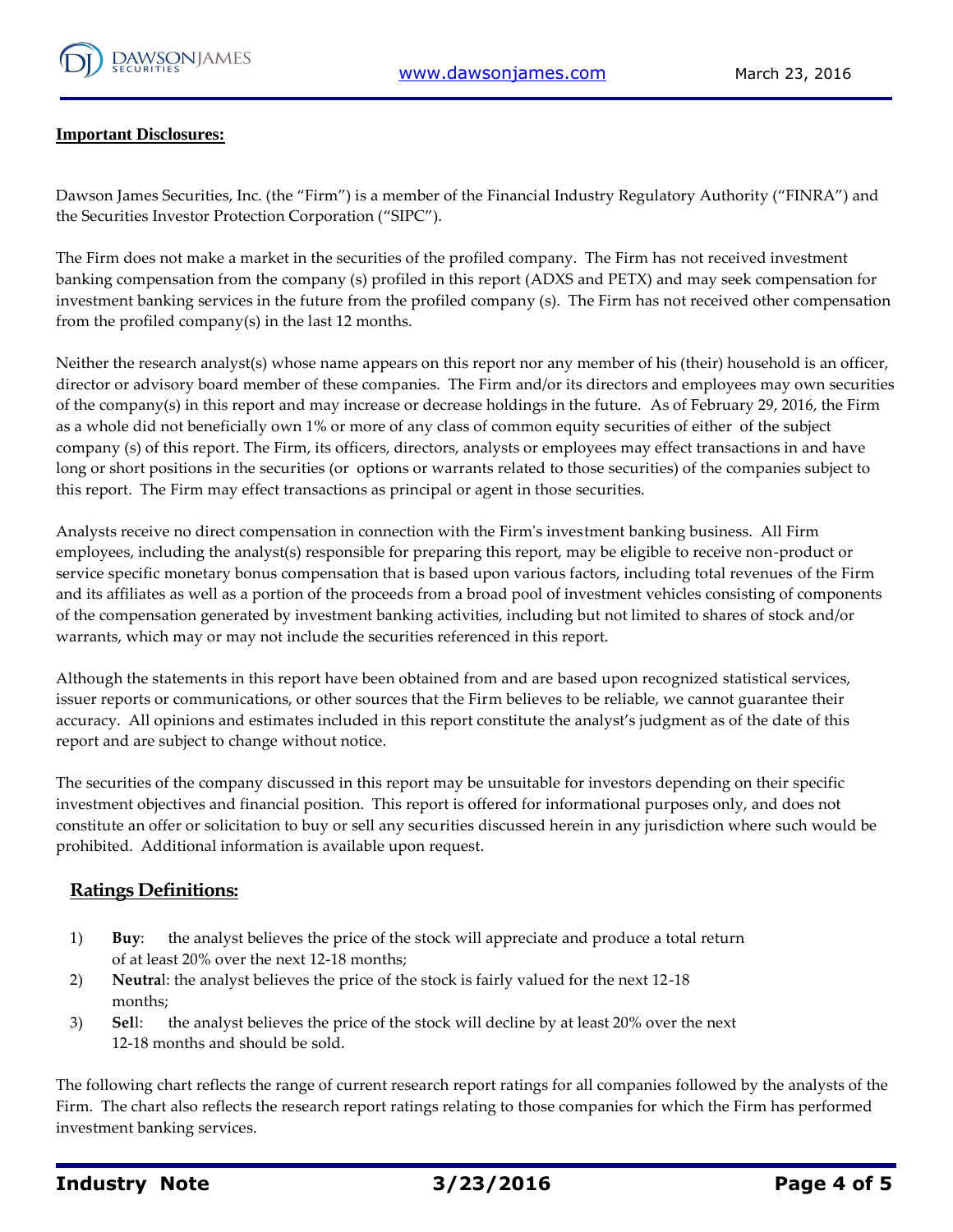## Important Disclosures:

Dawson James Securities, Inc. (the "Firm") is a member of the Financial Industry Regulatory Authority ("FINRA") and the Securities Investor Protection Corporation ("SIPC").

The Firm does not make a market in the securities of the profiled company. The Firm has not received investment banking compensation from the company (s) profiled in this report (ADXS and PETX) and may seek compensation for investment banking services in the future from the profiled company (s). The Firm has not received other compensation from the profiled company(s) in the last 12 months.

Neither the research analyst(s) whose name appears on this report nor any member of his (their) household is an officer, director or advisory board member of these companies. The Firm and/or its directors and employees may own securities of the company(s) in this report and may increase or decrease holdings in the future. As of February 29, 2016, the Firm as a whole did not beneficially own 1% or more of any class of common equity securities of either of the subject company (s) of this report. The Firm, its officers, directors, analysts or employees may effect transactions in and have long or short positions in the securities (or options or warrants related to those securities) of the companies subject to this report. The Firm may effect transactions as principal or agent in those securities.

Analysts receive no direct compensation in connection with the Firm's investment banking business. All Firm employees, including the analyst(s) responsible for preparing this report, may be eligible to receive non-product or service specific monetary bonus compensation that is based upon various factors, including total revenues of the Firm and its affiliates as well as a portion of the proceeds from a broad pool of investment vehicles consisting of components of the compensation generated by investment banking activities, including but not limited to shares of stock and/or warrants, which may or may not include the securities referenced in this report.

Although the statements in this report have been obtained from and are based upon recognized statistical services, issuer reports or communications, or other sources that the Firm believes to be reliable, we cannot guarantee their accuracy. All opinions and estimates included in this report constitute the analyst's judgment as of the date of this report and are subject to change without notice.

The securities of the company discussed in this report may be unsuitable for investors depending on their specific investment objectives and financial position. This report is offered for informational purposes only, and does not constitute an offer or solicitation to buy or sell any securities discussed herein in any jurisdiction where such would be prohibited. Additional information is available upon request.

## Ratings Definitions:

1) **Buy**: the analyst believes the price of the stock will appreciate and produce a total return of at least 20% over the next 12-18 months;
2) **Neutral**: the analyst believes the price of the stock is fairly valued for the next 12-18 months;
3) **Sell**: the analyst believes the price of the stock will decline by at least 20% over the next 12-18 months and should be sold.

The following chart reflects the range of current research report ratings for all companies followed by the analysts of the Firm. The chart also reflects the research report ratings relating to those companies for which the Firm has performed investment banking services.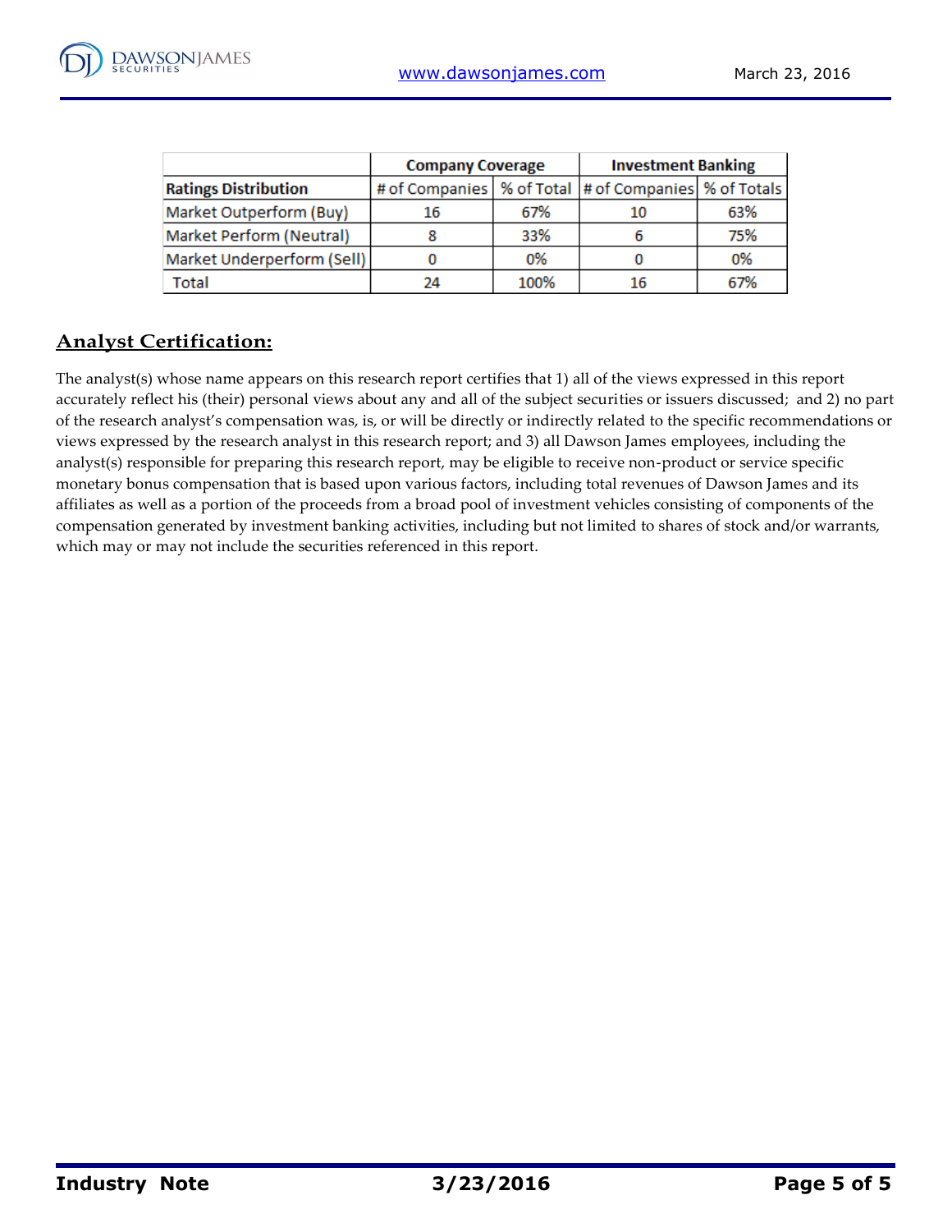| | Company Coverage | | Investment Banking | |
|---|---|---|---|---|
| Ratings Distribution | # of Companies | % of Total | # of Companies | % of Totals |
| Market Outperform (Buy) | 16 | 67% | 10 | 63% |
| Market Perform (Neutral) | 8 | 33% | 6 | 75% |
| Market Underperform (Sell) | 0 | 0% | 0 | 0% |
| Total | 24 | 100% | 16 | 67% |

## Analyst Certification:

The analyst(s) whose name appears on this research report certifies that 1) all of the views expressed in this report accurately reflect his (their) personal views about any and all of the subject securities or issuers discussed; and 2) no part of the research analyst's compensation was, is, or will be directly or indirectly related to the specific recommendations or views expressed by the research analyst in this research report; and 3) all Dawson James employees, including the analyst(s) responsible for preparing this research report, may be eligible to receive non-product or service specific monetary bonus compensation that is based upon various factors, including total revenues of Dawson James and its affiliates as well as a portion of the proceeds from a broad pool of investment vehicles consisting of components of the compensation generated by investment banking activities, including but not limited to shares of stock and/or warrants, which may or may not include the securities referenced in this report.